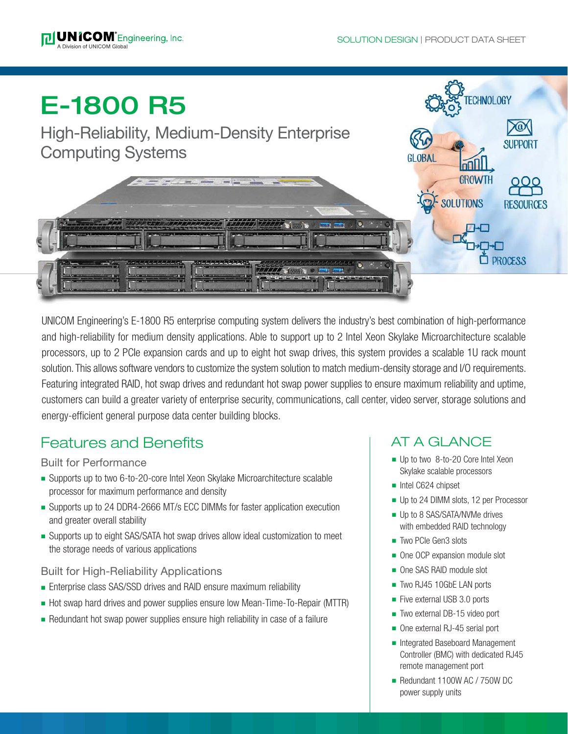# E-1800 R5

## High-Reliability, Medium-Density Enterprise Computing Systems

UNICOM Engineering's E-1800 R5 enterprise computing system delivers the industry's best combination of high-performance and high-reliability for medium density applications. Able to support up to 2 Intel Xeon Skylake Microarchitecture scalable processors, up to 2 PCIe expansion cards and up to eight hot swap drives, this system provides a scalable 1U rack mount solution. This allows software vendors to customize the system solution to match medium-density storage and I/O requirements. Featuring integrated RAID, hot swap drives and redundant hot swap power supplies to ensure maximum reliability and uptime, customers can build a greater variety of enterprise security, communications, call center, video server, storage solutions and energy-efficient general purpose data center building blocks.

## Features and Benefits

### Built for Performance

- Supports up to two 6-to-20-core Intel Xeon Skylake Microarchitecture scalable processor for maximum performance and density
- Supports up to 24 DDR4-2666 MT/s ECC DIMMs for faster application execution and greater overall stability
- Supports up to eight SAS/SATA hot swap drives allow ideal customization to meet the storage needs of various applications

### Built for High-Reliability Applications

- Enterprise class SAS/SSD drives and RAID ensure maximum reliability
- Hot swap hard drives and power supplies ensure low Mean-Time-To-Repair (MTTR)
- Redundant hot swap power supplies ensure high reliability in case of a failure

## AT A GLANCE

- Up to two 8-to-20 Core Intel Xeon Skylake scalable processors
- Intel C624 chipset
- Up to 24 DIMM slots, 12 per Processor
- Up to 8 SAS/SATA/NVMe drives with embedded RAID technology
- Two PCIe Gen3 slots
- One OCP expansion module slot
- One SAS RAID module slot
- Two RJ45 10GbE LAN ports
- Five external USB 3.0 ports
- Two external DB-15 video port
- One external RJ-45 serial port
- Integrated Baseboard Management Controller (BMC) with dedicated RJ45 remote management port
- Redundant 1100W AC / 750W DC power supply units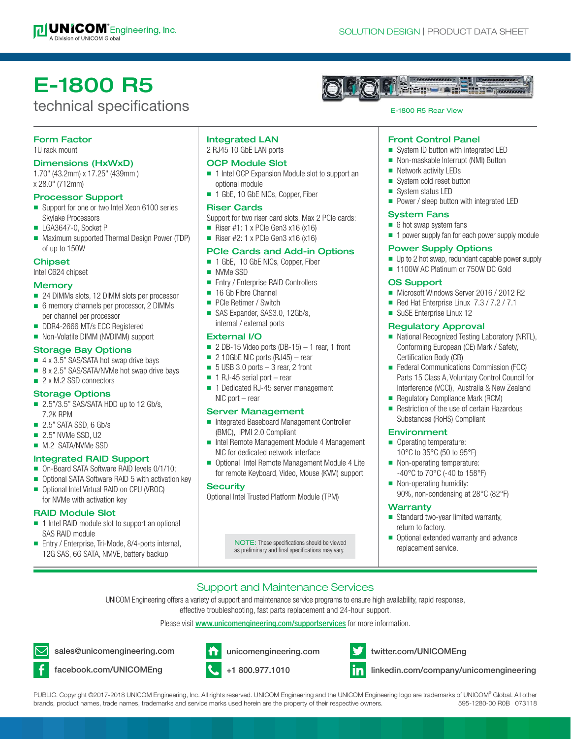# E-1800 R5

## technical specifications

E-1800 R5 Rear View

### Form Factor

1U rack mount

### Dimensions (HxWxD)

1.70" (43.2mm) x 17.25" (439mm ) x 28.0" (712mm)

### Processor Support

- Support for one or two Intel Xeon 6100 series Skylake Processors
- LGA3647-0, Socket P
- Maximum supported Thermal Design Power (TDP) of up to 150W

### Chipset

Intel C624 chipset

### Memory

- 24 DIMMs slots, 12 DIMM slots per processor
- 6 memory channels per processor, 2 DIMMs per channel per processor
- DDR4-2666 MT/s ECC Registered
- Non-Volatile DIMM (NVDIMM) support

### Storage Bay Options

- 4 x 3.5" SAS/SATA hot swap drive bays
- 8 x 2.5" SAS/SATA/NVMe hot swap drive bays
- 2 x M.2 SSD connectors

### Storage Options

- 2.5"/3.5" SAS/SATA HDD up to 12 Gb/s, 7.2K RPM
- 2.5" SATA SSD, 6 Gb/s
- 2.5" NVMe SSD, U2
- M.2 SATA/NVMe SSD

### Integrated RAID Support

- On-Board SATA Software RAID levels 0/1/10;
- Optional SATA Software RAID 5 with activation key
- Optional Intel Virtual RAID on CPU (VROC) for NVMe with activation key

### RAID Module Slot

- 1 Intel RAID module slot to support an optional SAS RAID module
- Entry / Enterprise, Tri-Mode, 8/4-ports internal, 12G SAS, 6G SATA, NMVE, battery backup

### Integrated LAN

2 RJ45 10 GbE LAN ports

### OCP Module Slot

- 1 Intel OCP Expansion Module slot to support an optional module
- 1 GbE, 10 GbE NICs, Copper, Fiber

### Riser Cards

Support for two riser card slots, Max 2 PCIe cards:

- Riser #1: 1 x PCIe Gen3 x16 (x16)
- Riser #2: 1 x PCIe Gen3 x16 (x16)

### PCIe Cards and Add-in Options

- 1 GbE, 10 GbE NICs, Copper, Fiber
- NVMe SSD
- Entry / Enterprise RAID Controllers
- 16 Gb Fibre Channel
- PCIe Retimer / Switch
- SAS Expander, SAS3.0, 12Gb/s, internal / external ports

### External I/O

- 2 DB-15 Video ports (DB-15) – 1 rear, 1 front
- 2 10GbE NIC ports (RJ45) – rear
- 5 USB 3.0 ports – 3 rear, 2 front
- 1 RJ-45 serial port – rear
- 1 Dedicated RJ-45 server management NIC port – rear

### Server Management

- Integrated Baseboard Management Controller (BMC), IPMI 2.0 Compliant
- Intel Remote Management Module 4 Management NIC for dedicated network interface
- Optional Intel Remote Management Module 4 Lite for remote Keyboard, Video, Mouse (KVM) support

### Security

Optional Intel Trusted Platform Module (TPM)

NOTE: These specifications should be viewed as preliminary and final specifications may vary.

### Front Control Panel

- System ID button with integrated LED
- Non-maskable Interrupt (NMI) Button
- Network activity LEDs
- System cold reset button
- System status LED
- Power / sleep button with integrated LED

### System Fans

- 6 hot swap system fans
- 1 power supply fan for each power supply module

### Power Supply Options

- Up to 2 hot swap, redundant capable power supply
- 1100W AC Platinum or 750W DC Gold

### OS Support

- Microsoft Windows Server 2016 / 2012 R2
- Red Hat Enterprise Linux 7.3 / 7.2 / 7.1
- SuSE Enterprise Linux 12

### Regulatory Approval

- National Recognized Testing Laboratory (NRTL), Conforming European (CE) Mark / Safety, Certification Body (CB)
- Federal Communications Commission (FCC) Parts 15 Class A, Voluntary Control Council for Interference (VCCI), Australia & New Zealand
- Regulatory Compliance Mark (RCM)
- Restriction of the use of certain Hazardous Substances (RoHS) Compliant

### Environment

- Operating temperature: 10°C to 35°C (50 to 95°F)
- Non-operating temperature: -40°C to 70°C (-40 to 158°F)
- Non-operating humidity: 90%, non-condensing at 28°C (82°F)

### Warranty

- Standard two-year limited warranty, return to factory.
- Optional extended warranty and advance replacement service.

## Support and Maintenance Services

UNICOM Engineering offers a variety of support and maintenance service programs to ensure high availability, rapid response, effective troubleshooting, fast parts replacement and 24-hour support.

Please visit www.unicomengineering.com/supportservices for more information.

sales@unicomengineering.com
facebook.com/UNICOMEng
unicomengineering.com
+1 800.977.1010
twitter.com/UNICOMEng
linkedin.com/company/unicomengineering

PUBLIC. Copyright ©2017-2018 UNICOM Engineering, Inc. All rights reserved. UNICOM Engineering and the UNICOM Engineering logo are trademarks of UNICOM® Global. All other brands, product names, trade names, trademarks and service marks used herein are the property of their respective owners. 595-1280-00 R0B 073118